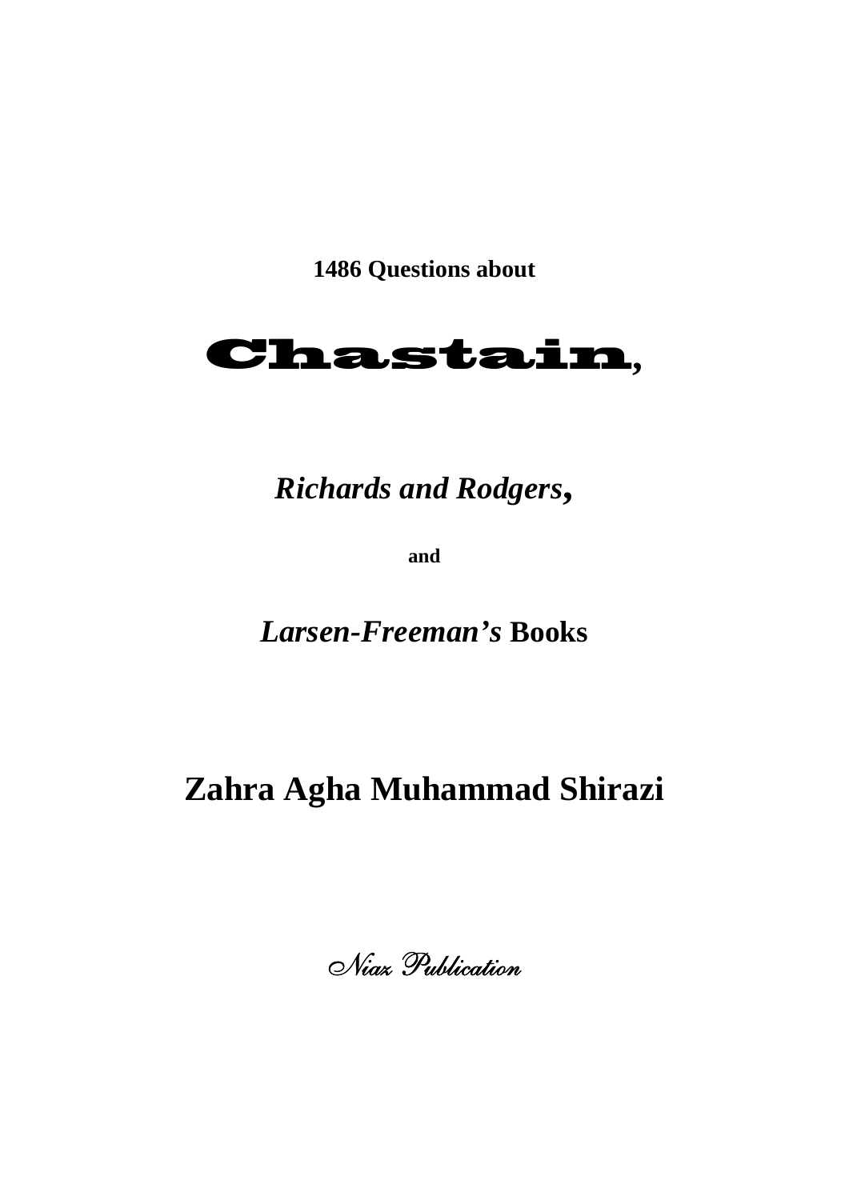**1486 Questions about**

# Chastain,

## *Richards and Rodgers*,

**and**

## *Larsen-Freeman's* Books

# Zahra Agha Muhammad Shirazi

*Niaz Publication*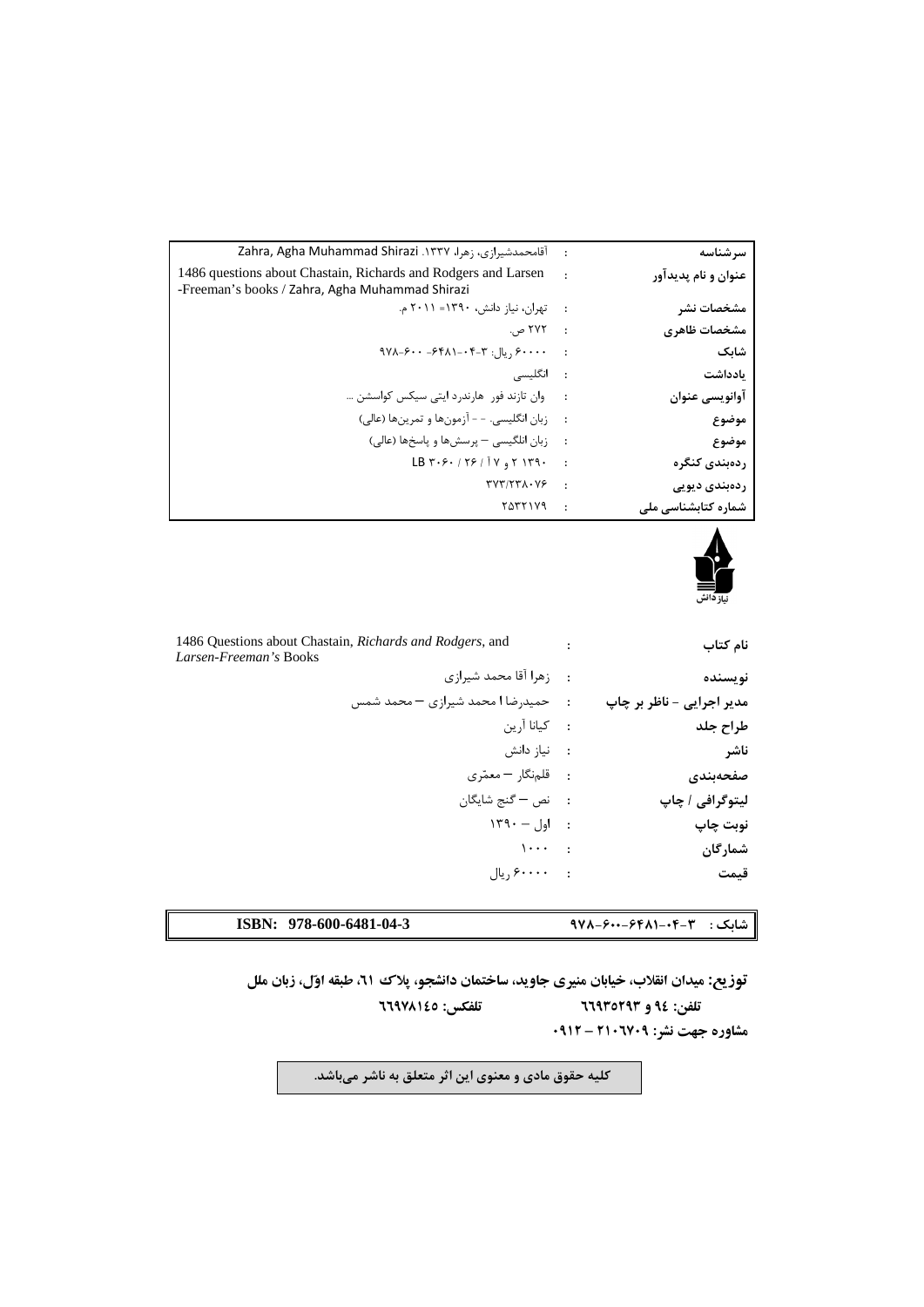| | | |
|---|---|---|
| سرشناسه | : | آقامحمدشیرازی، زهرا، ۱۳۳۷. Zahra, Agha Muhammad Shirazi |
| عنوان و نام پدیدآور | : | 1486 questions about Chastain, Richards and Rodgers and Larsen -Freeman's books / Zahra, Agha Muhammad Shirazi |
| مشخصات نشر | : | تهران، نیاز دانش، ۱۳۹۰= ۲۰۱۱ م. |
| مشخصات ظاهری | : | ۲۷۲ ص. |
| شابک | : | ۶۰۰۰۰ ریال: ۳-۰۴-۶۴۸۱-۶۰۰-۹۷۸ |
| یادداشت | : | انگلیسی |
| آوانویسی عنوان | : | وان تازند فور هارندرد ایتی سیکس کواسشن ... |
| موضوع | : | زبان انگلیسی. -- آزمون‌ها و تمرین‌ها (عالی) |
| موضوع | : | زبان انگلیسی – پرسش‌ها و پاسخ‌ها (عالی) |
| رده‌بندی کنگره | : | LB ۳۰۶۰ / ۲۶ / آ ۷ و ۲ ۱۳۹۰ |
| رده‌بندی دیویی | : | ۳۷۳/۲۳۸۰۷۶ |
| شماره کتابشناسی ملی | : | ۲۵۳۲۱۷۹ |

نیاز دانش

| | | |
|---|---|---|
| نام کتاب | : | 1486 Questions about Chastain, *Richards and Rodgers*, and *Larsen-Freeman's* Books |
| نویسنده | : | زهرا آقا محمد شیرازی |
| مدیر اجرایی - ناظر بر چاپ | : | حمیدرضا ا محمد شیرازی – محمد شمس |
| طراح جلد | : | کیانا آرین |
| ناشر | : | نیاز دانش |
| صفحه‌بندی | : | قلم‌نگار – معمّری |
| لیتوگرافی / چاپ | : | نص – گنج شایگان |
| نوبت چاپ | : | اول – ۱۳۹۰ |
| شمارگان | : | ۱۰۰۰ |
| قیمت | : | ۶۰۰۰۰ ریال |

| | |
|---|---|
| شابک : ۳-۰۴-۶۴۸۱-۶۰۰-۹۷۸ | **ISBN: 978-600-6481-04-3** |

**توزیع: میدان انقلاب، خیابان منیری جاوید، ساختمان دانشجو، پلاک ٦١، طبقه اوّل، زبان ملل**

**تلفن: ٩٤ و ٦٦٩٣٥٢٩٣ تلفکس: ٦٦٩٧٨١٤٥**

**مشاوره جهت نشر: ۲۱۰۶۷۰۹ – ۰۹۱۲**

**کلیه حقوق مادی و معنوی این اثر متعلق به ناشر می‌باشد.**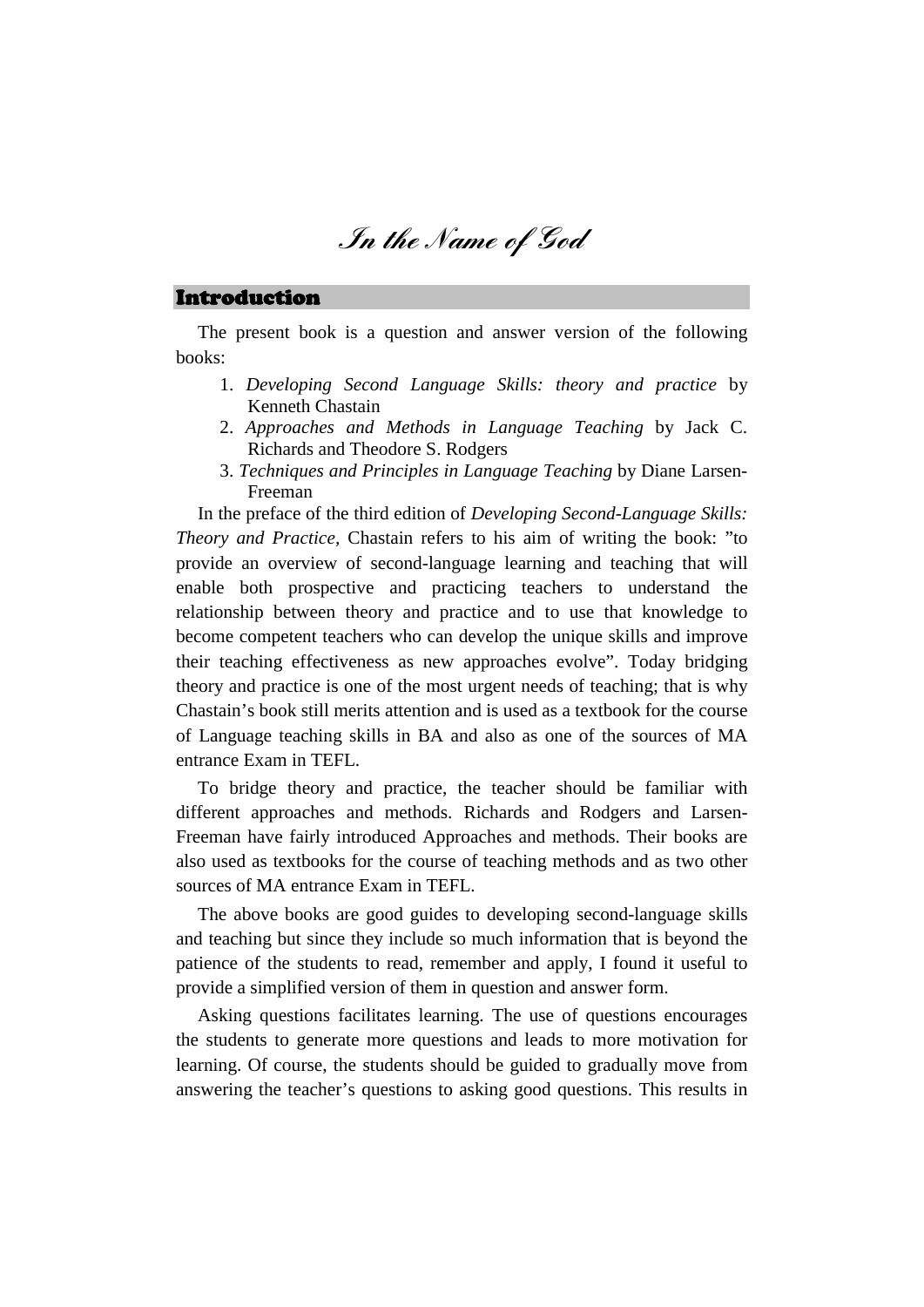# *In the Name of God*

## Introduction

The present book is a question and answer version of the following books:

1. *Developing Second Language Skills: theory and practice* by Kenneth Chastain
2. *Approaches and Methods in Language Teaching* by Jack C. Richards and Theodore S. Rodgers
3. *Techniques and Principles in Language Teaching* by Diane Larsen-Freeman

In the preface of the third edition of *Developing Second-Language Skills: Theory and Practice*, Chastain refers to his aim of writing the book: "to provide an overview of second-language learning and teaching that will enable both prospective and practicing teachers to understand the relationship between theory and practice and to use that knowledge to become competent teachers who can develop the unique skills and improve their teaching effectiveness as new approaches evolve". Today bridging theory and practice is one of the most urgent needs of teaching; that is why Chastain's book still merits attention and is used as a textbook for the course of Language teaching skills in BA and also as one of the sources of MA entrance Exam in TEFL.

To bridge theory and practice, the teacher should be familiar with different approaches and methods. Richards and Rodgers and Larsen-Freeman have fairly introduced Approaches and methods. Their books are also used as textbooks for the course of teaching methods and as two other sources of MA entrance Exam in TEFL.

The above books are good guides to developing second-language skills and teaching but since they include so much information that is beyond the patience of the students to read, remember and apply, I found it useful to provide a simplified version of them in question and answer form.

Asking questions facilitates learning. The use of questions encourages the students to generate more questions and leads to more motivation for learning. Of course, the students should be guided to gradually move from answering the teacher's questions to asking good questions. This results in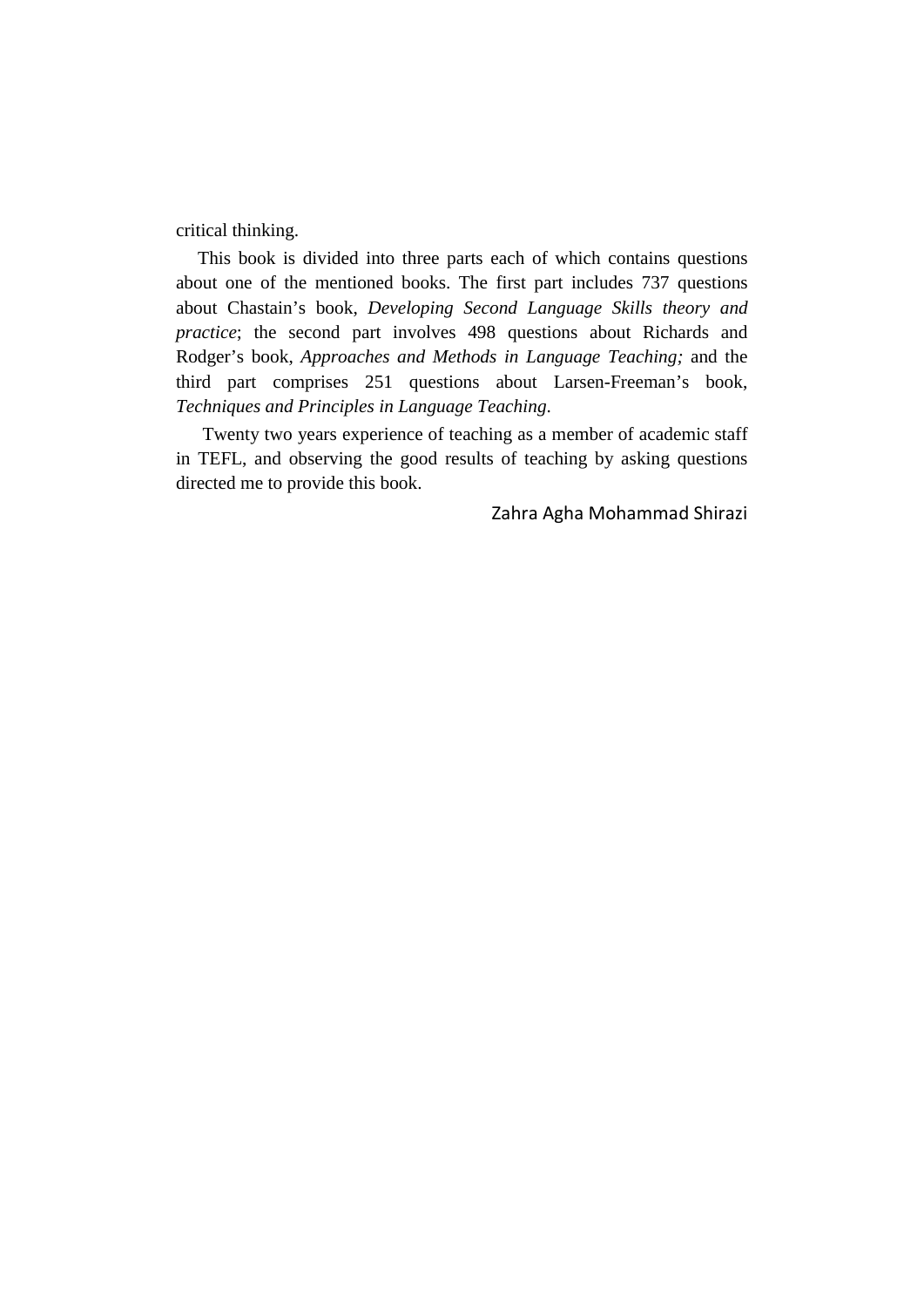critical thinking.

This book is divided into three parts each of which contains questions about one of the mentioned books. The first part includes 737 questions about Chastain's book, *Developing Second Language Skills theory and practice*; the second part involves 498 questions about Richards and Rodger's book, *Approaches and Methods in Language Teaching;* and the third part comprises 251 questions about Larsen-Freeman's book, *Techniques and Principles in Language Teaching*.

Twenty two years experience of teaching as a member of academic staff in TEFL, and observing the good results of teaching by asking questions directed me to provide this book.

Zahra Agha Mohammad Shirazi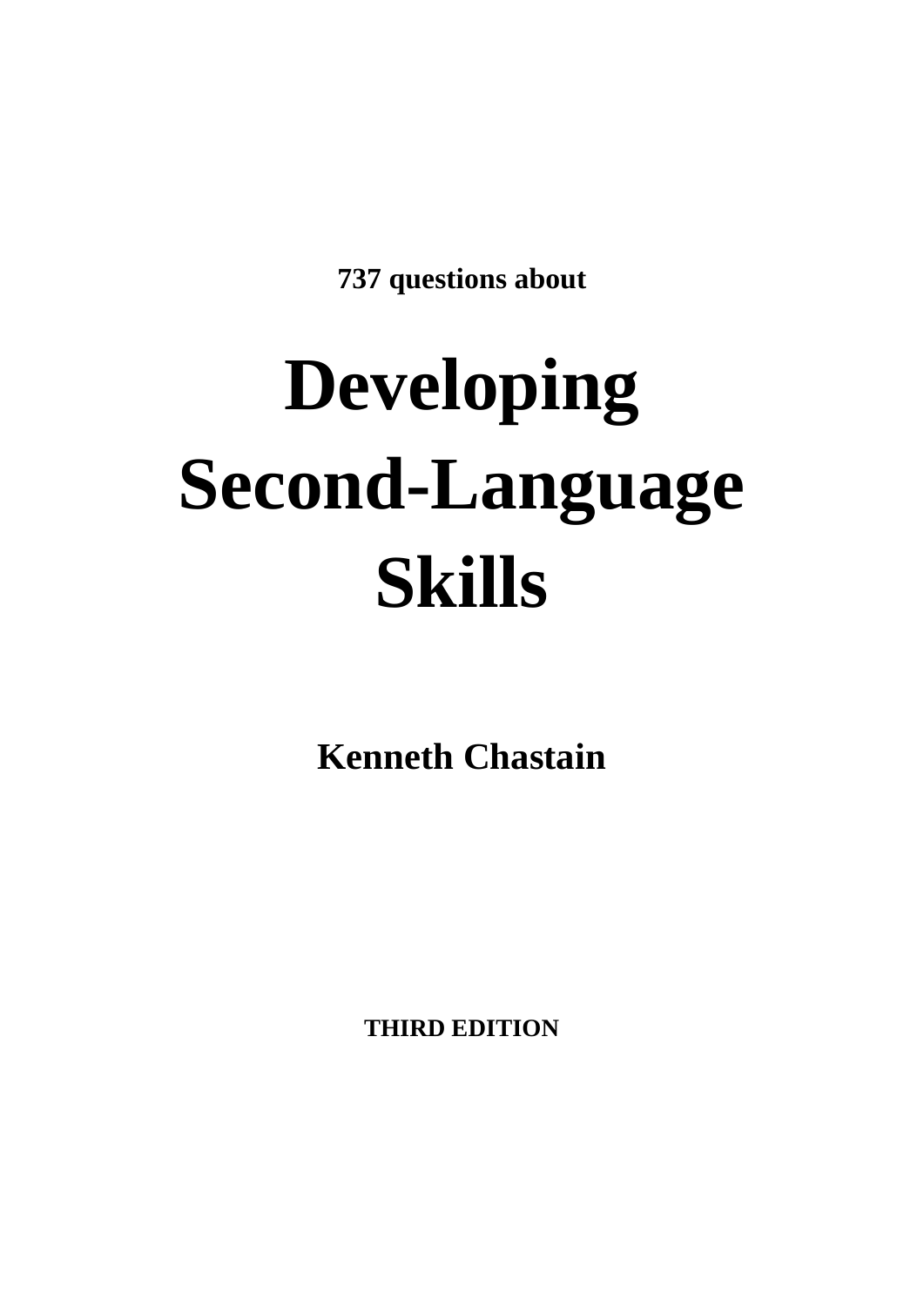**737 questions about**

# Developing Second-Language Skills

**Kenneth Chastain**

**THIRD EDITION**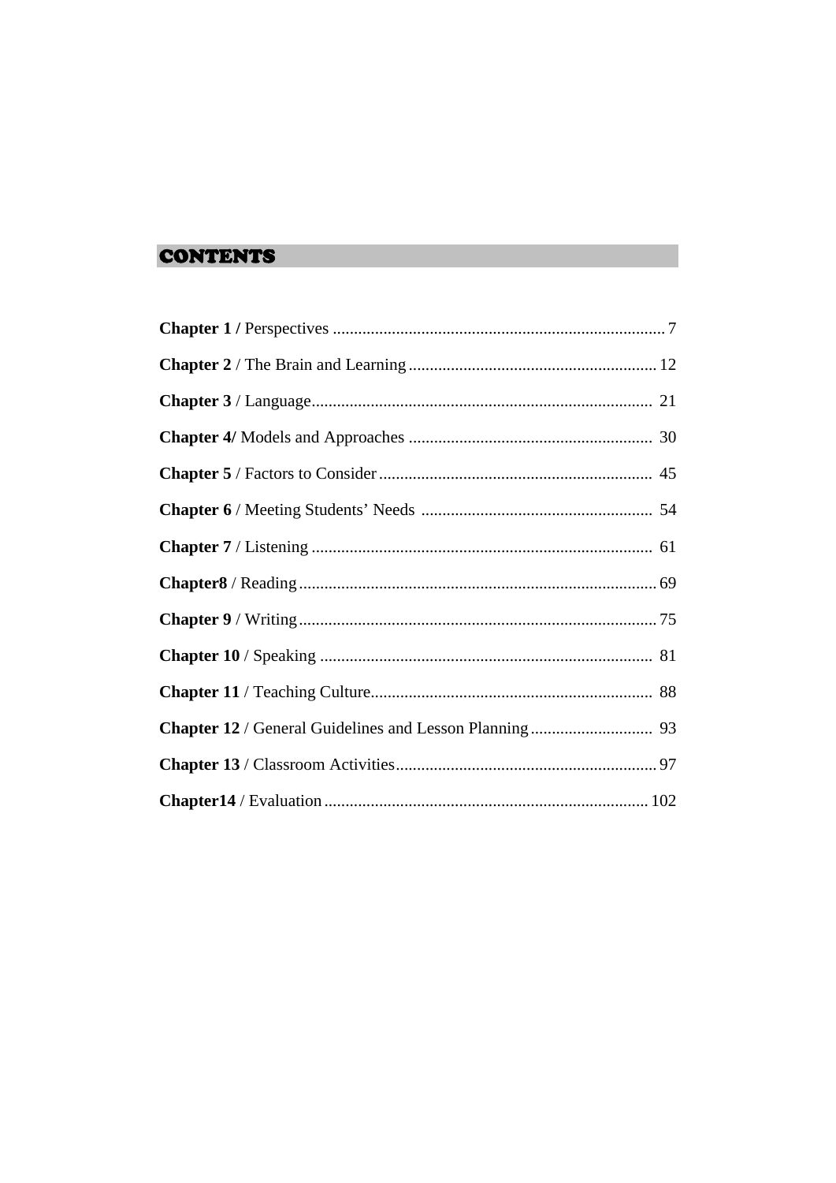# CONTENTS

**Chapter 1 /** Perspectives ........................................................................... 7

**Chapter 2** / The Brain and Learning ........................................................ 12

**Chapter 3** / Language.............................................................................. 21

**Chapter 4/** Models and Approaches ........................................................ 30

**Chapter 5** / Factors to Consider .............................................................. 45

**Chapter 6** / Meeting Students' Needs ..................................................... 54

**Chapter 7** / Listening .............................................................................. 61

**Chapter8** / Reading.................................................................................. 69

**Chapter 9** / Writing.................................................................................. 75

**Chapter 10** / Speaking ............................................................................. 81

**Chapter 11** / Teaching Culture................................................................. 88

**Chapter 12** / General Guidelines and Lesson Planning ............................ 93

**Chapter 13** / Classroom Activities............................................................ 97

**Chapter14** / Evaluation ........................................................................... 102